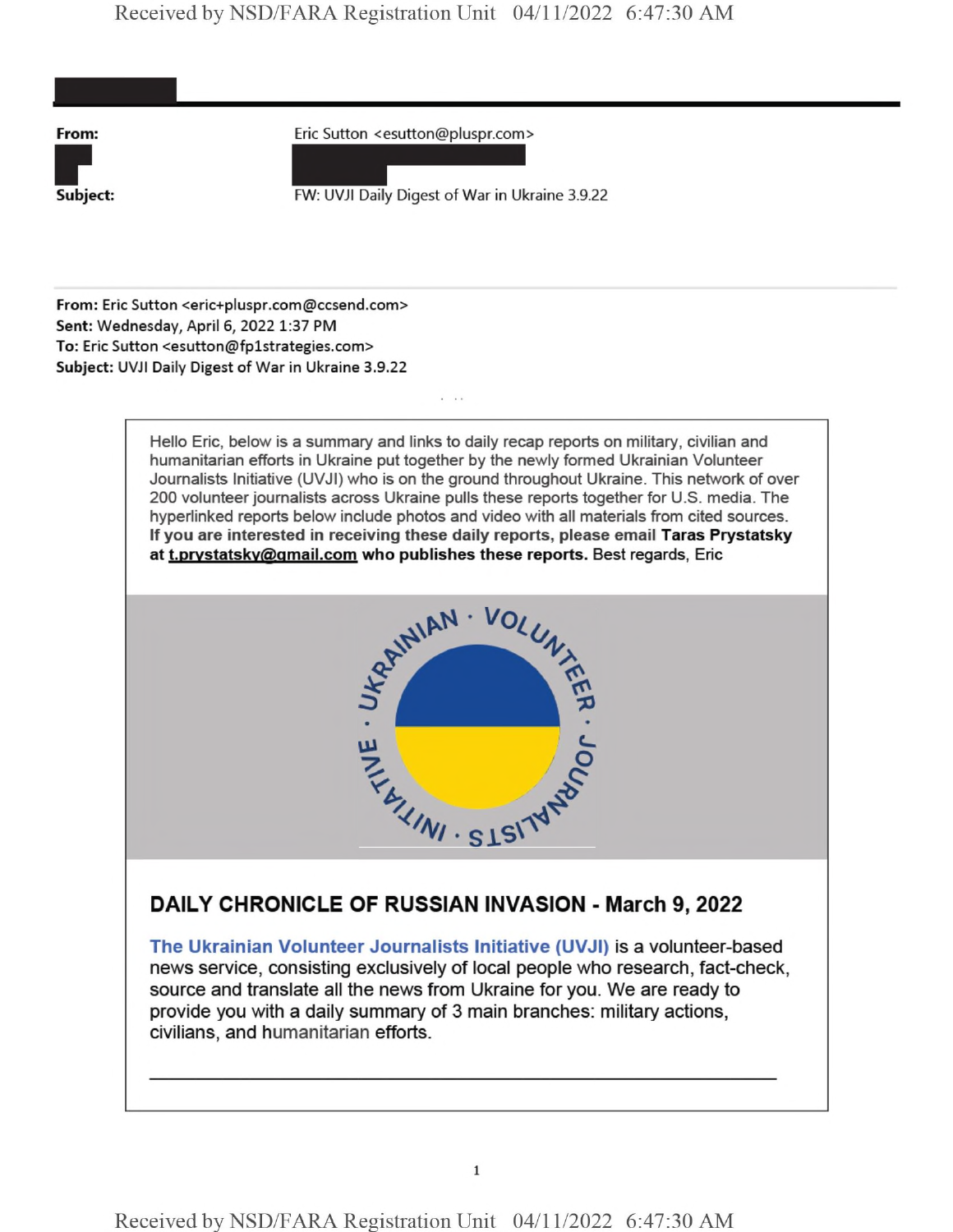| | |
|---|---|
| **From:** | Eric Sutton <esutton@pluspr.com> |
| | |
| **Subject:** | FW: UVJI Daily Digest of War in Ukraine 3.9.22 |

**From:** Eric Sutton <eric+pluspr.com@ccsend.com>
**Sent:** Wednesday, April 6, 2022 1:37 PM
**To:** Eric Sutton <esutton@fp1strategies.com>
**Subject:** UVJI Daily Digest of War in Ukraine 3.9.22

Hello Eric, below is a summary and links to daily recap reports on military, civilian and humanitarian efforts in Ukraine put together by the newly formed Ukrainian Volunteer Journalists Initiative (UVJI) who is on the ground throughout Ukraine. This network of over 200 volunteer journalists across Ukraine pulls these reports together for U.S. media. The hyperlinked reports below include photos and video with all materials from cited sources. **If you are interested in receiving these daily reports, please email Taras Prystatsky at t.prystatsky@gmail.com who publishes these reports.** Best regards, Eric

UKRAINIAN · VOLUNTEER · JOURNALISTS · INITIATIVE

## DAILY CHRONICLE OF RUSSIAN INVASION - March 9, 2022

The Ukrainian Volunteer Journalists Initiative (UVJI) is a volunteer-based news service, consisting exclusively of local people who research, fact-check, source and translate all the news from Ukraine for you. We are ready to provide you with a daily summary of 3 main branches: military actions, civilians, and humanitarian efforts.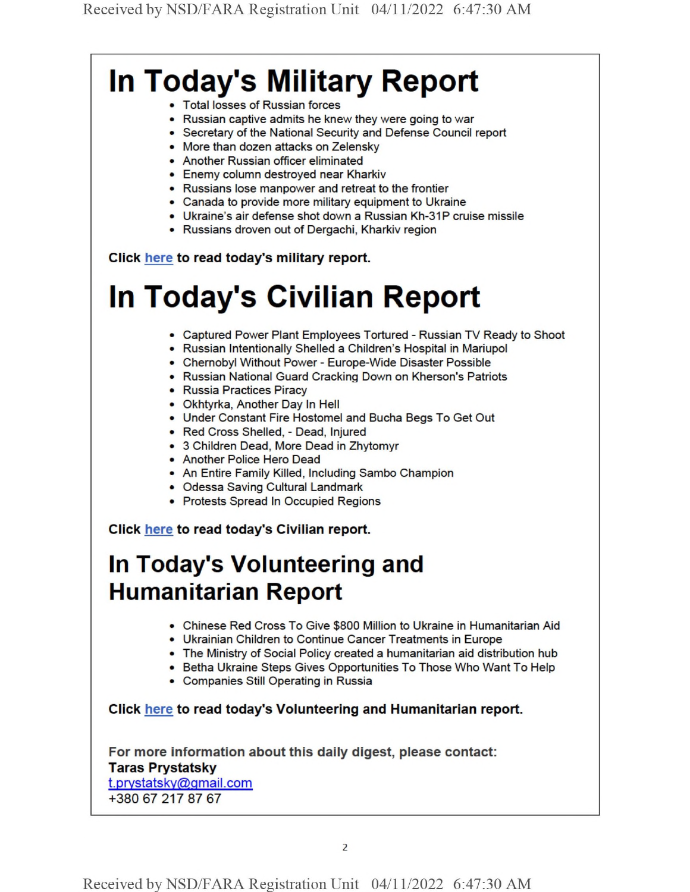# In Today's Military Report

- Total losses of Russian forces
- Russian captive admits he knew they were going to war
- Secretary of the National Security and Defense Council report
- More than dozen attacks on Zelensky
- Another Russian officer eliminated
- Enemy column destroyed near Kharkiv
- Russians lose manpower and retreat to the frontier
- Canada to provide more military equipment to Ukraine
- Ukraine's air defense shot down a Russian Kh-31P cruise missile
- Russians droven out of Dergachi, Kharkiv region

**Click here to read today's military report.**

# In Today's Civilian Report

- Captured Power Plant Employees Tortured - Russian TV Ready to Shoot
- Russian Intentionally Shelled a Children's Hospital in Mariupol
- Chernobyl Without Power - Europe-Wide Disaster Possible
- Russian National Guard Cracking Down on Kherson's Patriots
- Russia Practices Piracy
- Okhtyrka, Another Day In Hell
- Under Constant Fire Hostomel and Bucha Begs To Get Out
- Red Cross Shelled, - Dead, Injured
- 3 Children Dead, More Dead in Zhytomyr
- Another Police Hero Dead
- An Entire Family Killed, Including Sambo Champion
- Odessa Saving Cultural Landmark
- Protests Spread In Occupied Regions

**Click here to read today's Civilian report.**

## In Today's Volunteering and Humanitarian Report

- Chinese Red Cross To Give $800 Million to Ukraine in Humanitarian Aid
- Ukrainian Children to Continue Cancer Treatments in Europe
- The Ministry of Social Policy created a humanitarian aid distribution hub
- Betha Ukraine Steps Gives Opportunities To Those Who Want To Help
- Companies Still Operating in Russia

**Click here to read today's Volunteering and Humanitarian report.**

**For more information about this daily digest, please contact:**
**Taras Prystatsky**
t.prystatsky@gmail.com
+380 67 217 87 67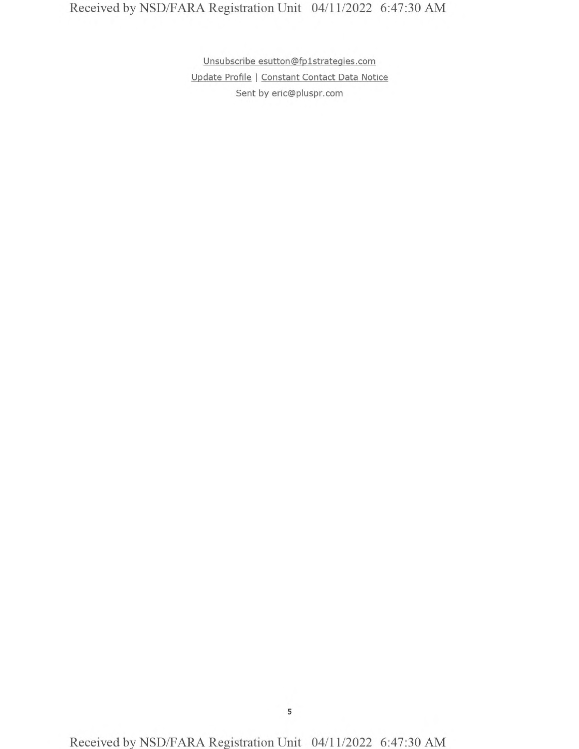Unsubscribe esutton@fp1strategies.com

Update Profile | Constant Contact Data Notice

Sent by eric@pluspr.com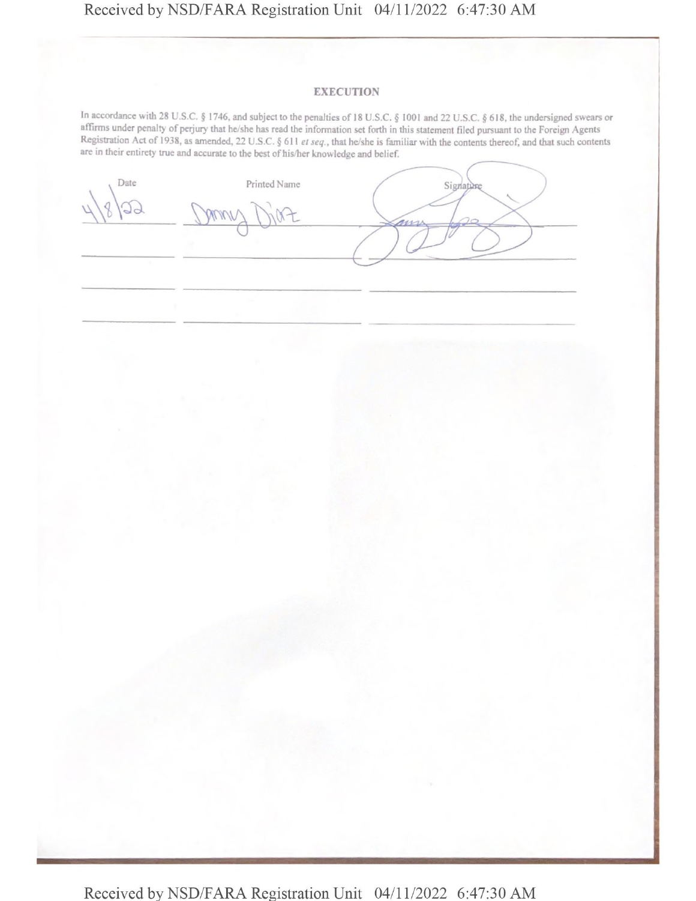## EXECUTION

In accordance with 28 U.S.C. § 1746, and subject to the penalties of 18 U.S.C. § 1001 and 22 U.S.C. § 618, the undersigned swears or affirms under penalty of perjury that he/she has read the information set forth in this statement filed pursuant to the Foreign Agents Registration Act of 1938, as amended, 22 U.S.C. § 611 *et seq.*, that he/she is familiar with the contents thereof, and that such contents are in their entirety true and accurate to the best of his/her knowledge and belief.

| Date | Printed Name | Signature |
| --- | --- | --- |
| 4/8/22 | Danny Diaz | [Signature] |
| | | |
| | | |
| | | |